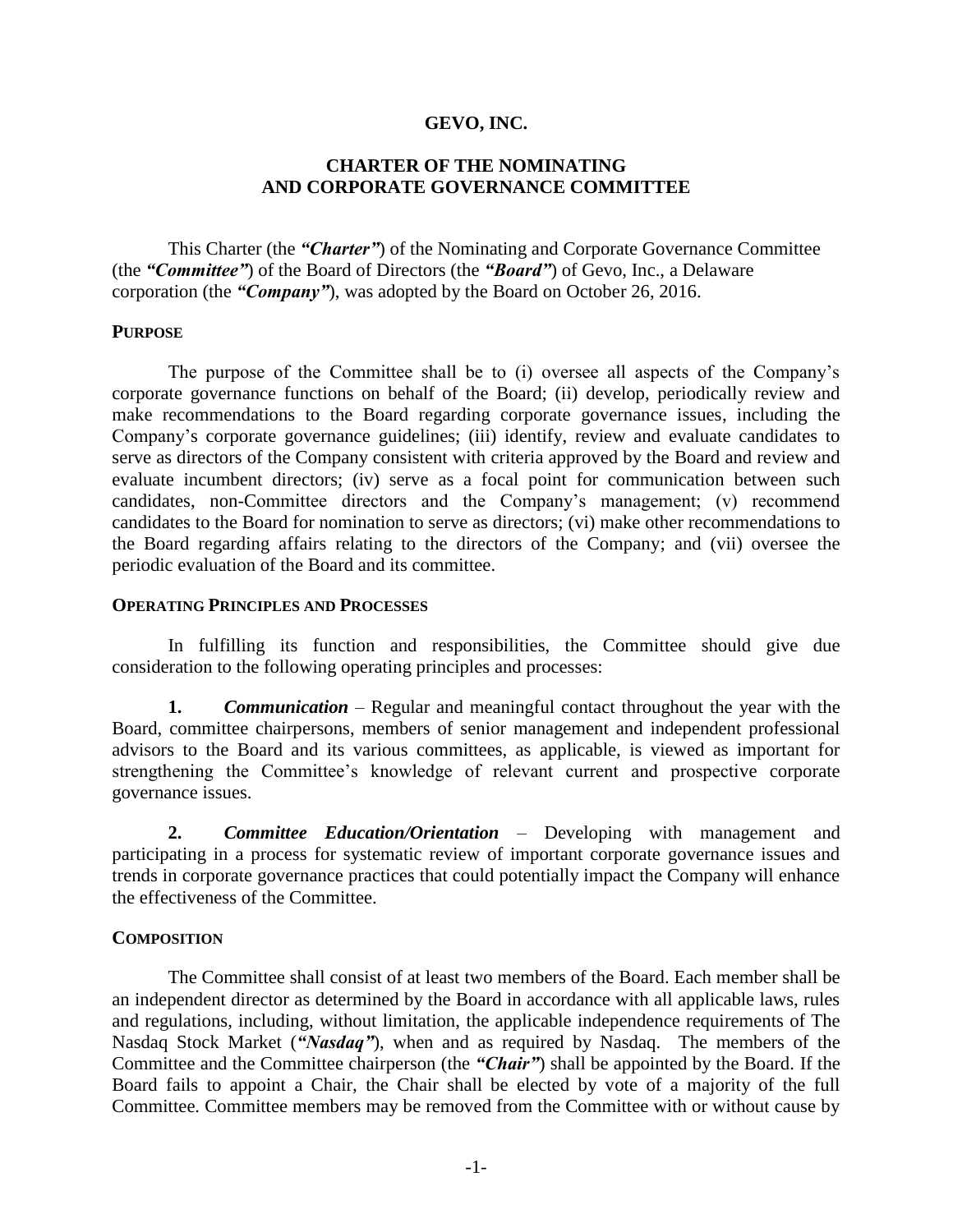# GEVO, INC.

## CHARTER OF THE NOMINATING AND CORPORATE GOVERNANCE COMMITTEE

This Charter (the ***"Charter"***) of the Nominating and Corporate Governance Committee (the ***"Committee"***) of the Board of Directors (the ***"Board"***) of Gevo, Inc., a Delaware corporation (the ***"Company"***), was adopted by the Board on October 26, 2016.

### PURPOSE

The purpose of the Committee shall be to (i) oversee all aspects of the Company's corporate governance functions on behalf of the Board; (ii) develop, periodically review and make recommendations to the Board regarding corporate governance issues, including the Company's corporate governance guidelines; (iii) identify, review and evaluate candidates to serve as directors of the Company consistent with criteria approved by the Board and review and evaluate incumbent directors; (iv) serve as a focal point for communication between such candidates, non-Committee directors and the Company's management; (v) recommend candidates to the Board for nomination to serve as directors; (vi) make other recommendations to the Board regarding affairs relating to the directors of the Company; and (vii) oversee the periodic evaluation of the Board and its committee.

### OPERATING PRINCIPLES AND PROCESSES

In fulfilling its function and responsibilities, the Committee should give due consideration to the following operating principles and processes:

**1.** ***Communication*** – Regular and meaningful contact throughout the year with the Board, committee chairpersons, members of senior management and independent professional advisors to the Board and its various committees, as applicable, is viewed as important for strengthening the Committee's knowledge of relevant current and prospective corporate governance issues.

**2.** ***Committee Education/Orientation*** – Developing with management and participating in a process for systematic review of important corporate governance issues and trends in corporate governance practices that could potentially impact the Company will enhance the effectiveness of the Committee.

### COMPOSITION

The Committee shall consist of at least two members of the Board. Each member shall be an independent director as determined by the Board in accordance with all applicable laws, rules and regulations, including, without limitation, the applicable independence requirements of The Nasdaq Stock Market (***"Nasdaq"***), when and as required by Nasdaq. The members of the Committee and the Committee chairperson (the ***"Chair"***) shall be appointed by the Board. If the Board fails to appoint a Chair, the Chair shall be elected by vote of a majority of the full Committee. Committee members may be removed from the Committee with or without cause by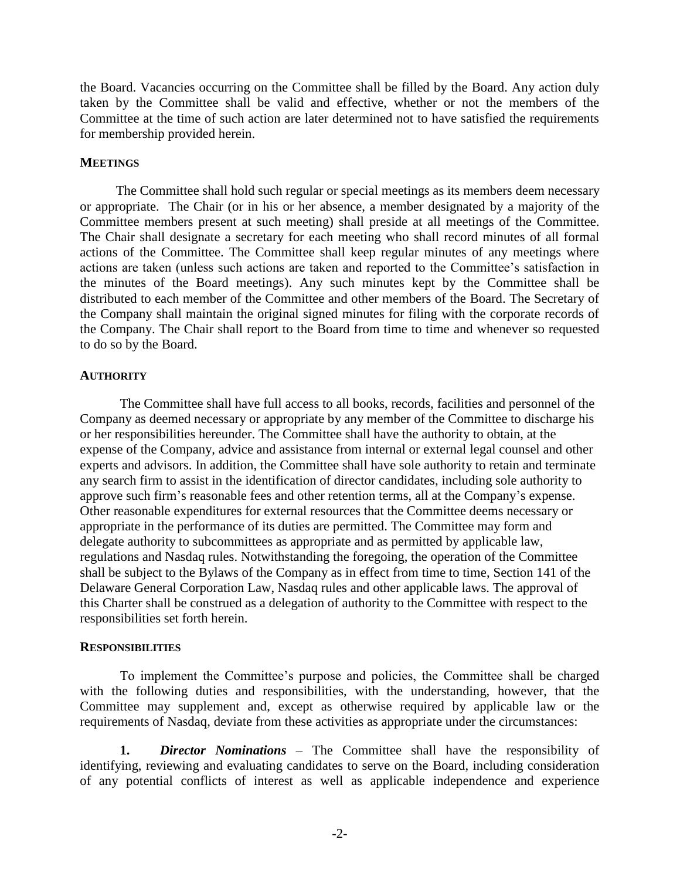the Board. Vacancies occurring on the Committee shall be filled by the Board. Any action duly taken by the Committee shall be valid and effective, whether or not the members of the Committee at the time of such action are later determined not to have satisfied the requirements for membership provided herein.

## MEETINGS

The Committee shall hold such regular or special meetings as its members deem necessary or appropriate. The Chair (or in his or her absence, a member designated by a majority of the Committee members present at such meeting) shall preside at all meetings of the Committee. The Chair shall designate a secretary for each meeting who shall record minutes of all formal actions of the Committee. The Committee shall keep regular minutes of any meetings where actions are taken (unless such actions are taken and reported to the Committee's satisfaction in the minutes of the Board meetings). Any such minutes kept by the Committee shall be distributed to each member of the Committee and other members of the Board. The Secretary of the Company shall maintain the original signed minutes for filing with the corporate records of the Company. The Chair shall report to the Board from time to time and whenever so requested to do so by the Board.

## AUTHORITY

The Committee shall have full access to all books, records, facilities and personnel of the Company as deemed necessary or appropriate by any member of the Committee to discharge his or her responsibilities hereunder. The Committee shall have the authority to obtain, at the expense of the Company, advice and assistance from internal or external legal counsel and other experts and advisors. In addition, the Committee shall have sole authority to retain and terminate any search firm to assist in the identification of director candidates, including sole authority to approve such firm's reasonable fees and other retention terms, all at the Company's expense. Other reasonable expenditures for external resources that the Committee deems necessary or appropriate in the performance of its duties are permitted. The Committee may form and delegate authority to subcommittees as appropriate and as permitted by applicable law, regulations and Nasdaq rules. Notwithstanding the foregoing, the operation of the Committee shall be subject to the Bylaws of the Company as in effect from time to time, Section 141 of the Delaware General Corporation Law, Nasdaq rules and other applicable laws. The approval of this Charter shall be construed as a delegation of authority to the Committee with respect to the responsibilities set forth herein.

## RESPONSIBILITIES

To implement the Committee's purpose and policies, the Committee shall be charged with the following duties and responsibilities, with the understanding, however, that the Committee may supplement and, except as otherwise required by applicable law or the requirements of Nasdaq, deviate from these activities as appropriate under the circumstances:

**1.** ***Director Nominations*** – The Committee shall have the responsibility of identifying, reviewing and evaluating candidates to serve on the Board, including consideration of any potential conflicts of interest as well as applicable independence and experience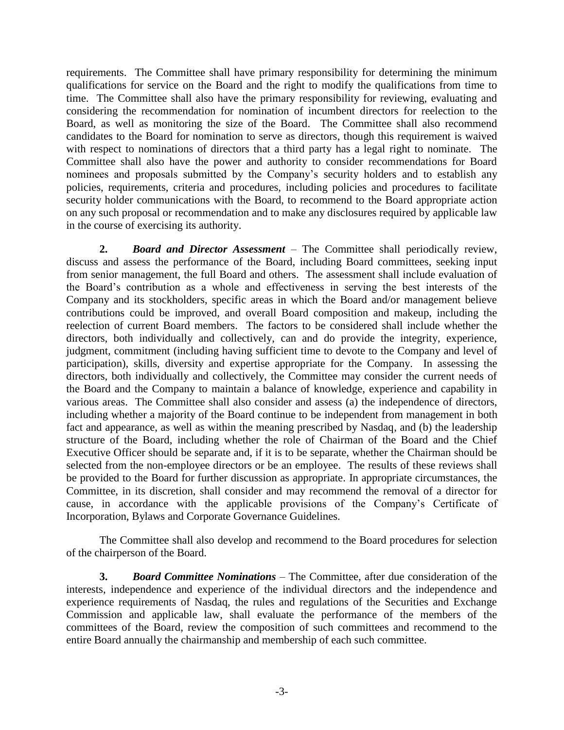requirements. The Committee shall have primary responsibility for determining the minimum qualifications for service on the Board and the right to modify the qualifications from time to time. The Committee shall also have the primary responsibility for reviewing, evaluating and considering the recommendation for nomination of incumbent directors for reelection to the Board, as well as monitoring the size of the Board. The Committee shall also recommend candidates to the Board for nomination to serve as directors, though this requirement is waived with respect to nominations of directors that a third party has a legal right to nominate. The Committee shall also have the power and authority to consider recommendations for Board nominees and proposals submitted by the Company's security holders and to establish any policies, requirements, criteria and procedures, including policies and procedures to facilitate security holder communications with the Board, to recommend to the Board appropriate action on any such proposal or recommendation and to make any disclosures required by applicable law in the course of exercising its authority.

**2.** ***Board and Director Assessment*** – The Committee shall periodically review, discuss and assess the performance of the Board, including Board committees, seeking input from senior management, the full Board and others. The assessment shall include evaluation of the Board's contribution as a whole and effectiveness in serving the best interests of the Company and its stockholders, specific areas in which the Board and/or management believe contributions could be improved, and overall Board composition and makeup, including the reelection of current Board members. The factors to be considered shall include whether the directors, both individually and collectively, can and do provide the integrity, experience, judgment, commitment (including having sufficient time to devote to the Company and level of participation), skills, diversity and expertise appropriate for the Company. In assessing the directors, both individually and collectively, the Committee may consider the current needs of the Board and the Company to maintain a balance of knowledge, experience and capability in various areas. The Committee shall also consider and assess (a) the independence of directors, including whether a majority of the Board continue to be independent from management in both fact and appearance, as well as within the meaning prescribed by Nasdaq, and (b) the leadership structure of the Board, including whether the role of Chairman of the Board and the Chief Executive Officer should be separate and, if it is to be separate, whether the Chairman should be selected from the non-employee directors or be an employee. The results of these reviews shall be provided to the Board for further discussion as appropriate. In appropriate circumstances, the Committee, in its discretion, shall consider and may recommend the removal of a director for cause, in accordance with the applicable provisions of the Company's Certificate of Incorporation, Bylaws and Corporate Governance Guidelines.

The Committee shall also develop and recommend to the Board procedures for selection of the chairperson of the Board.

**3.** ***Board Committee Nominations*** – The Committee, after due consideration of the interests, independence and experience of the individual directors and the independence and experience requirements of Nasdaq, the rules and regulations of the Securities and Exchange Commission and applicable law, shall evaluate the performance of the members of the committees of the Board, review the composition of such committees and recommend to the entire Board annually the chairmanship and membership of each such committee.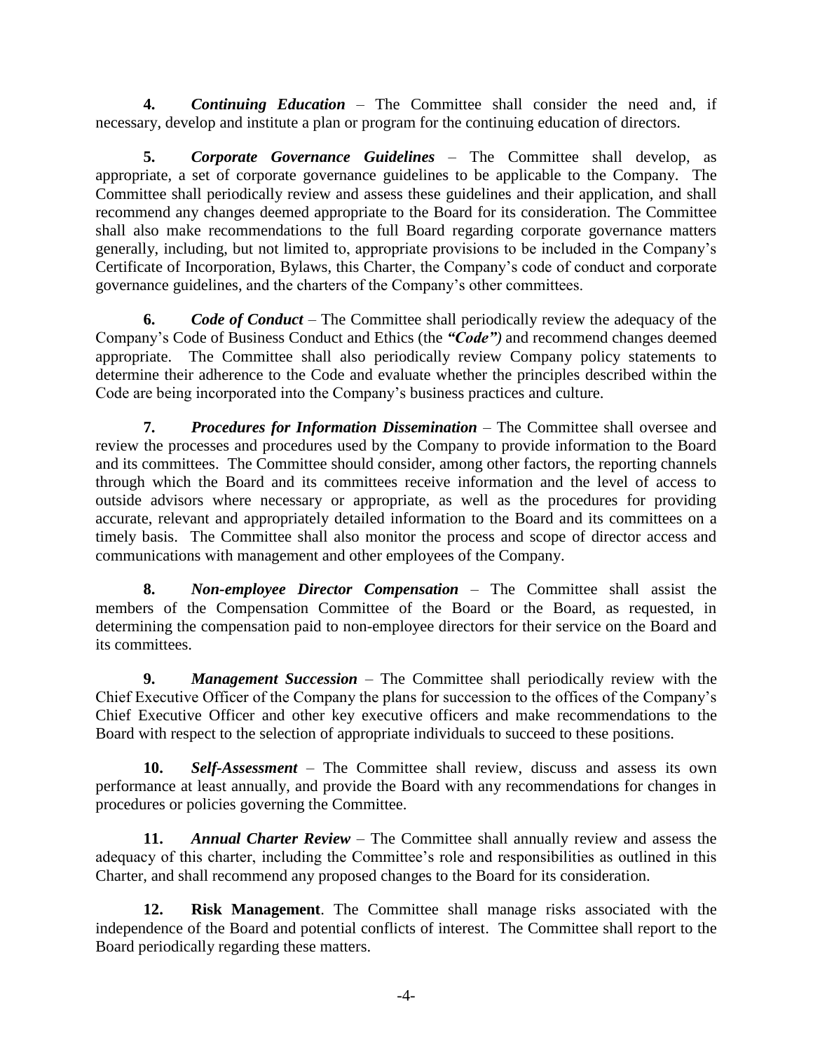**4.** ***Continuing Education*** – The Committee shall consider the need and, if necessary, develop and institute a plan or program for the continuing education of directors.

**5.** ***Corporate Governance Guidelines*** – The Committee shall develop, as appropriate, a set of corporate governance guidelines to be applicable to the Company. The Committee shall periodically review and assess these guidelines and their application, and shall recommend any changes deemed appropriate to the Board for its consideration. The Committee shall also make recommendations to the full Board regarding corporate governance matters generally, including, but not limited to, appropriate provisions to be included in the Company's Certificate of Incorporation, Bylaws, this Charter, the Company's code of conduct and corporate governance guidelines, and the charters of the Company's other committees.

**6.** ***Code of Conduct*** – The Committee shall periodically review the adequacy of the Company's Code of Business Conduct and Ethics (the ***"Code")*** and recommend changes deemed appropriate. The Committee shall also periodically review Company policy statements to determine their adherence to the Code and evaluate whether the principles described within the Code are being incorporated into the Company's business practices and culture.

**7.** ***Procedures for Information Dissemination*** – The Committee shall oversee and review the processes and procedures used by the Company to provide information to the Board and its committees. The Committee should consider, among other factors, the reporting channels through which the Board and its committees receive information and the level of access to outside advisors where necessary or appropriate, as well as the procedures for providing accurate, relevant and appropriately detailed information to the Board and its committees on a timely basis. The Committee shall also monitor the process and scope of director access and communications with management and other employees of the Company.

**8.** ***Non-employee Director Compensation*** – The Committee shall assist the members of the Compensation Committee of the Board or the Board, as requested, in determining the compensation paid to non-employee directors for their service on the Board and its committees.

**9.** ***Management Succession*** – The Committee shall periodically review with the Chief Executive Officer of the Company the plans for succession to the offices of the Company's Chief Executive Officer and other key executive officers and make recommendations to the Board with respect to the selection of appropriate individuals to succeed to these positions.

**10.** ***Self-Assessment*** – The Committee shall review, discuss and assess its own performance at least annually, and provide the Board with any recommendations for changes in procedures or policies governing the Committee.

**11.** ***Annual Charter Review*** – The Committee shall annually review and assess the adequacy of this charter, including the Committee's role and responsibilities as outlined in this Charter, and shall recommend any proposed changes to the Board for its consideration.

**12.** **Risk Management**. The Committee shall manage risks associated with the independence of the Board and potential conflicts of interest. The Committee shall report to the Board periodically regarding these matters.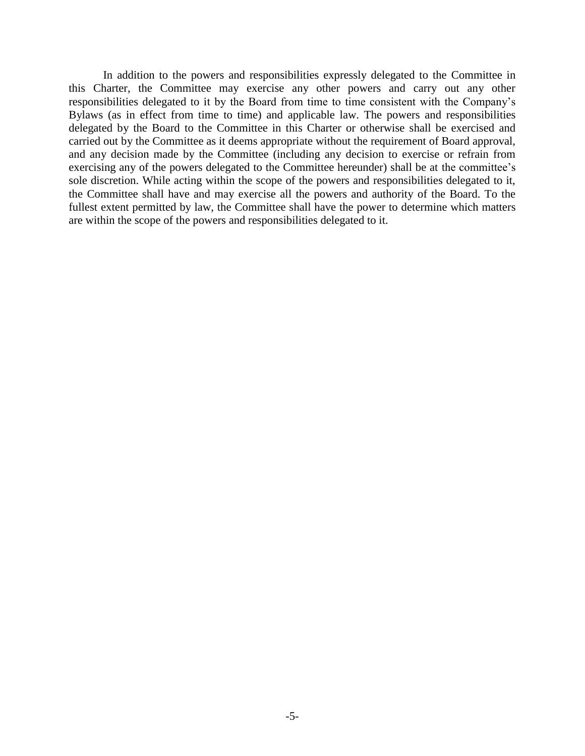In addition to the powers and responsibilities expressly delegated to the Committee in this Charter, the Committee may exercise any other powers and carry out any other responsibilities delegated to it by the Board from time to time consistent with the Company's Bylaws (as in effect from time to time) and applicable law. The powers and responsibilities delegated by the Board to the Committee in this Charter or otherwise shall be exercised and carried out by the Committee as it deems appropriate without the requirement of Board approval, and any decision made by the Committee (including any decision to exercise or refrain from exercising any of the powers delegated to the Committee hereunder) shall be at the committee's sole discretion. While acting within the scope of the powers and responsibilities delegated to it, the Committee shall have and may exercise all the powers and authority of the Board. To the fullest extent permitted by law, the Committee shall have the power to determine which matters are within the scope of the powers and responsibilities delegated to it.